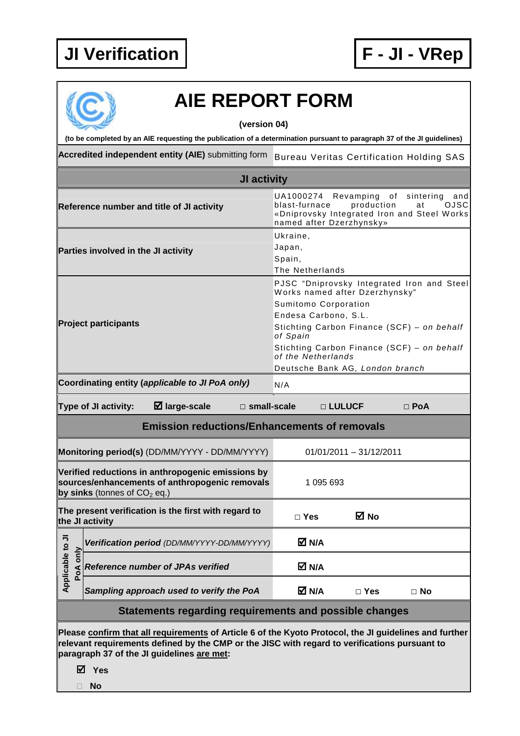**JI Verification** **F - JI - VRep**

# AIE REPORT FORM

**(version 04)**

**(to be completed by an AIE requesting the publication of a determination pursuant to paragraph 37 of the JI guidelines)**

| | |
|---|---|
| **Accredited independent entity (AIE)** submitting form | Bureau Veritas Certification Holding SAS |
| **JI activity** | |
| **Reference number and title of JI activity** | UA1000274 Revamping of sintering and blast-furnace production at OJSC «Dniprovsky Integrated Iron and Steel Works named after Dzerzhynsky» |
| **Parties involved in the JI activity** | Ukraine,<br>Japan,<br>Spain,<br>The Netherlands |
| **Project participants** | PJSC "Dniprovsky Integrated Iron and Steel Works named after Dzerzhynsky"<br>Sumitomo Corporation<br>Endesa Carbono, S.L.<br>Stichting Carbon Finance (SCF) – *on behalf of Spain*<br>Stichting Carbon Finance (SCF) – *on behalf of the Netherlands*<br>Deutsche Bank AG, *London branch* |
| **Coordinating entity (*applicable to JI PoA only*)** | N/A |

**Type of JI activity:** ☑ **large-scale** □ **small-scale** □ **LULUCF** □ **PoA**

| **Emission reductions/Enhancements of removals** | | | |
|---|---|---|---|
| **Monitoring period(s)** (DD/MM/YYYY - DD/MM/YYYY) | 01/01/2011 – 31/12/2011 | | |
| **Verified reductions in anthropogenic emissions by sources/enhancements of anthropogenic removals by sinks** (tonnes of $CO_2$ eq.) | 1 095 693 | | |
| **The present verification is the first with regard to the JI activity** | □ **Yes** | ☑ **No** | |
| *Applicable to JI PoA only* – ***Verification period*** *(DD/MM/YYYY-DD/MM/YYYY)* | ☑ **N/A** | | |
| *Applicable to JI PoA only* – ***Reference number of JPAs verified*** | ☑ **N/A** | | |
| *Applicable to JI PoA only* – ***Sampling approach used to verify the PoA*** | ☑ **N/A** | □ **Yes** | □ **No** |

## Statements regarding requirements and possible changes

**Please confirm that all requirements of Article 6 of the Kyoto Protocol, the JI guidelines and further relevant requirements defined by the CMP or the JISC with regard to verifications pursuant to paragraph 37 of the JI guidelines are met:**

☑ **Yes**

□ **No**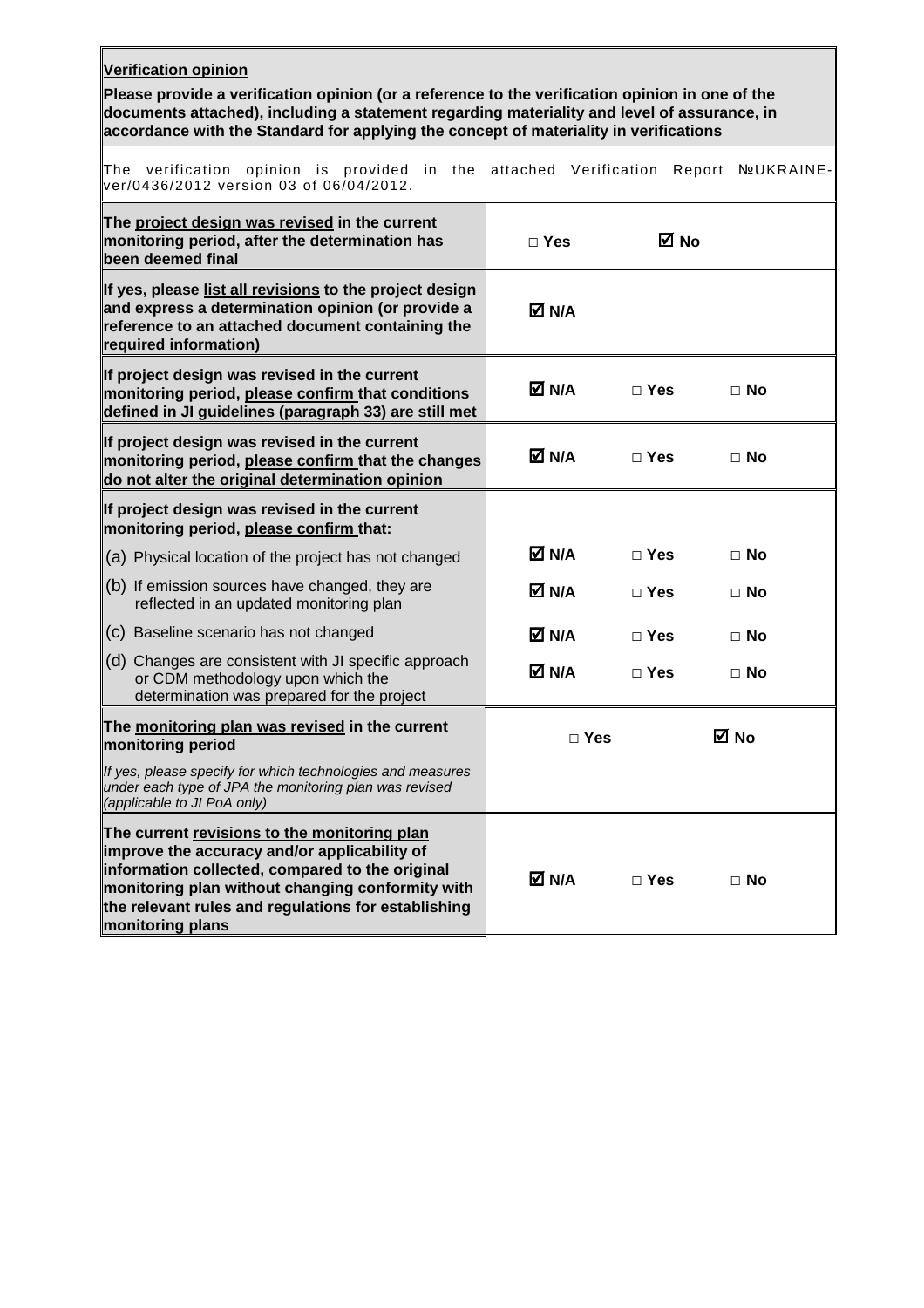| **Verification opinion** | | | |
|---|---|---|---|
| **Please provide a verification opinion (or a reference to the verification opinion in one of the documents attached), including a statement regarding materiality and level of assurance, in accordance with the Standard for applying the concept of materiality in verifications** | | | |
| The verification opinion is provided in the attached Verification Report №UKRAINE-ver/0436/2012 version 03 of 06/04/2012. | | | |
| **The project design was revised in the current monitoring period, after the determination has been deemed final** | □ **Yes** | ☑ **No** | |
| **If yes, please list all revisions to the project design and express a determination opinion (or provide a reference to an attached document containing the required information)** | ☑ **N/A** | | |
| **If project design was revised in the current monitoring period, please confirm that conditions defined in JI guidelines (paragraph 33) are still met** | ☑ **N/A** | □ **Yes** | □ **No** |
| **If project design was revised in the current monitoring period, please confirm that the changes do not alter the original determination opinion** | ☑ **N/A** | □ **Yes** | □ **No** |
| **If project design was revised in the current monitoring period, please confirm that:** | | | |
| (a) Physical location of the project has not changed | ☑ **N/A** | □ **Yes** | □ **No** |
| (b) If emission sources have changed, they are reflected in an updated monitoring plan | ☑ **N/A** | □ **Yes** | □ **No** |
| (c) Baseline scenario has not changed | ☑ **N/A** | □ **Yes** | □ **No** |
| (d) Changes are consistent with JI specific approach or CDM methodology upon which the determination was prepared for the project | ☑ **N/A** | □ **Yes** | □ **No** |
| **The monitoring plan was revised in the current monitoring period** | □ **Yes** | ☑ **No** | |
| *If yes, please specify for which technologies and measures under each type of JPA the monitoring plan was revised (applicable to JI PoA only)* | | | |
| **The current revisions to the monitoring plan improve the accuracy and/or applicability of information collected, compared to the original monitoring plan without changing conformity with the relevant rules and regulations for establishing monitoring plans** | ☑ **N/A** | □ **Yes** | □ **No** |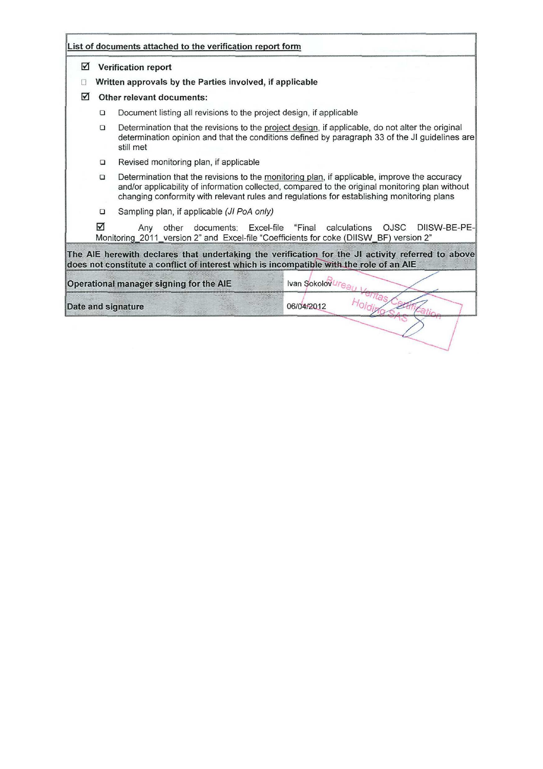**List of documents attached to the verification report form**

☑ **Verification report**

☐ **Written approvals by the Parties involved, if applicable**

☑ **Other relevant documents:**

- ☐ Document listing all revisions to the project design, if applicable
- ☐ Determination that the revisions to the project design, if applicable, do not alter the original determination opinion and that the conditions defined by paragraph 33 of the JI guidelines are still met
- ☐ Revised monitoring plan, if applicable
- ☐ Determination that the revisions to the monitoring plan, if applicable, improve the accuracy and/or applicability of information collected, compared to the original monitoring plan without changing conformity with relevant rules and regulations for establishing monitoring plans
- ☐ Sampling plan, if applicable *(JI PoA only)*

☑ Any other documents: Excel-file "Final calculations OJSC DIISW-BE-PE-Monitoring_2011_version 2" and Excel-file "Coefficients for coke (DIISW_BF) version 2"

**The AIE herewith declares that undertaking the verification for the JI activity referred to above does not constitute a conflict of interest which is incompatible with the role of an AIE**

| | |
|---|---|
| **Operational manager signing for the AIE** | Ivan Sokolov |
| **Date and signature** | 06/04/2012 |

Bureau Veritas Certification Holding SAS